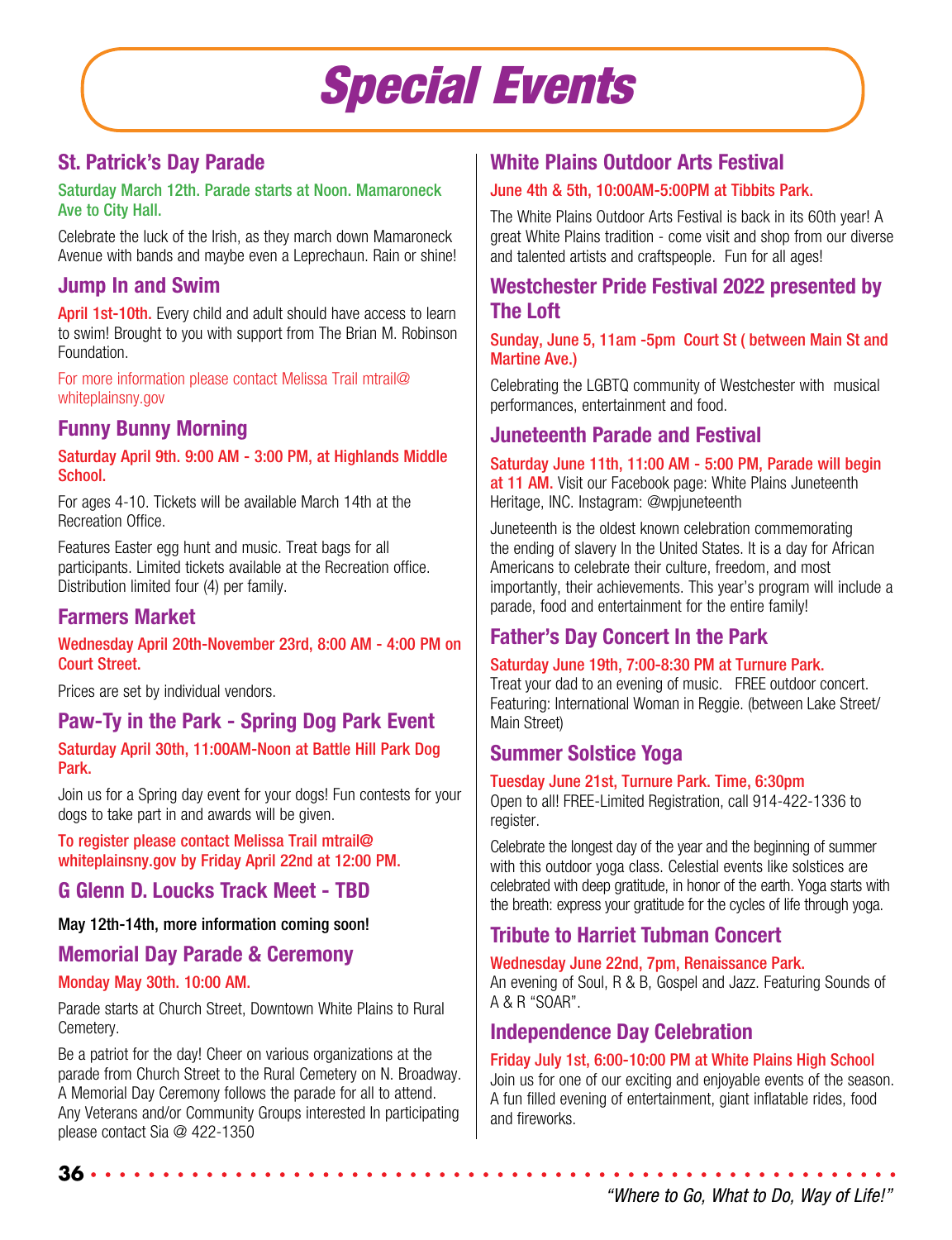# Special Events

## St. Patrick's Day Parade

**Saturday March 12th. Parade starts at Noon. Mamaroneck Ave to City Hall.**

Celebrate the luck of the Irish, as they march down Mamaroneck Avenue with bands and maybe even a Leprechaun. Rain or shine!

## Jump In and Swim

**April 1st-10th.** Every child and adult should have access to learn to swim! Brought to you with support from The Brian M. Robinson Foundation.

For more information please contact Melissa Trail mtrail@whiteplainsny.gov

## Funny Bunny Morning

**Saturday April 9th. 9:00 AM - 3:00 PM, at Highlands Middle School.**

For ages 4-10. Tickets will be available March 14th at the Recreation Office.

Features Easter egg hunt and music. Treat bags for all participants. Limited tickets available at the Recreation office. Distribution limited four (4) per family.

## Farmers Market

**Wednesday April 20th-November 23rd, 8:00 AM - 4:00 PM on Court Street.**

Prices are set by individual vendors.

## Paw-Ty in the Park - Spring Dog Park Event

**Saturday April 30th, 11:00AM-Noon at Battle Hill Park Dog Park.**

Join us for a Spring day event for your dogs! Fun contests for your dogs to take part in and awards will be given.

**To register please contact Melissa Trail mtrail@whiteplainsny.gov by Friday April 22nd at 12:00 PM.**

## G Glenn D. Loucks Track Meet - TBD

**May 12th-14th, more information coming soon!**

## Memorial Day Parade & Ceremony

**Monday May 30th. 10:00 AM.**

Parade starts at Church Street, Downtown White Plains to Rural Cemetery.

Be a patriot for the day! Cheer on various organizations at the parade from Church Street to the Rural Cemetery on N. Broadway. A Memorial Day Ceremony follows the parade for all to attend. Any Veterans and/or Community Groups interested In participating please contact Sia @ 422-1350

## White Plains Outdoor Arts Festival

**June 4th & 5th, 10:00AM-5:00PM at Tibbits Park.**

The White Plains Outdoor Arts Festival is back in its 60th year! A great White Plains tradition - come visit and shop from our diverse and talented artists and craftspeople. Fun for all ages!

## Westchester Pride Festival 2022 presented by The Loft

**Sunday, June 5, 11am -5pm Court St ( between Main St and Martine Ave.)**

Celebrating the LGBTQ community of Westchester with musical performances, entertainment and food.

## Juneteenth Parade and Festival

**Saturday June 11th, 11:00 AM - 5:00 PM, Parade will begin at 11 AM.** Visit our Facebook page: White Plains Juneteenth Heritage, INC. Instagram: @wpjuneteenth

Juneteenth is the oldest known celebration commemorating the ending of slavery In the United States. It is a day for African Americans to celebrate their culture, freedom, and most importantly, their achievements. This year's program will include a parade, food and entertainment for the entire family!

## Father's Day Concert In the Park

**Saturday June 19th, 7:00-8:30 PM at Turnure Park.**
Treat your dad to an evening of music. FREE outdoor concert. Featuring: International Woman in Reggie. (between Lake Street/Main Street)

## Summer Solstice Yoga

**Tuesday June 21st, Turnure Park. Time, 6:30pm**
Open to all! FREE-Limited Registration, call 914-422-1336 to register.

Celebrate the longest day of the year and the beginning of summer with this outdoor yoga class. Celestial events like solstices are celebrated with deep gratitude, in honor of the earth. Yoga starts with the breath: express your gratitude for the cycles of life through yoga.

## Tribute to Harriet Tubman Concert

**Wednesday June 22nd, 7pm, Renaissance Park.**
An evening of Soul, R & B, Gospel and Jazz. Featuring Sounds of A & R "SOAR".

## Independence Day Celebration

**Friday July 1st, 6:00-10:00 PM at White Plains High School**
Join us for one of our exciting and enjoyable events of the season. A fun filled evening of entertainment, giant inflatable rides, food and fireworks.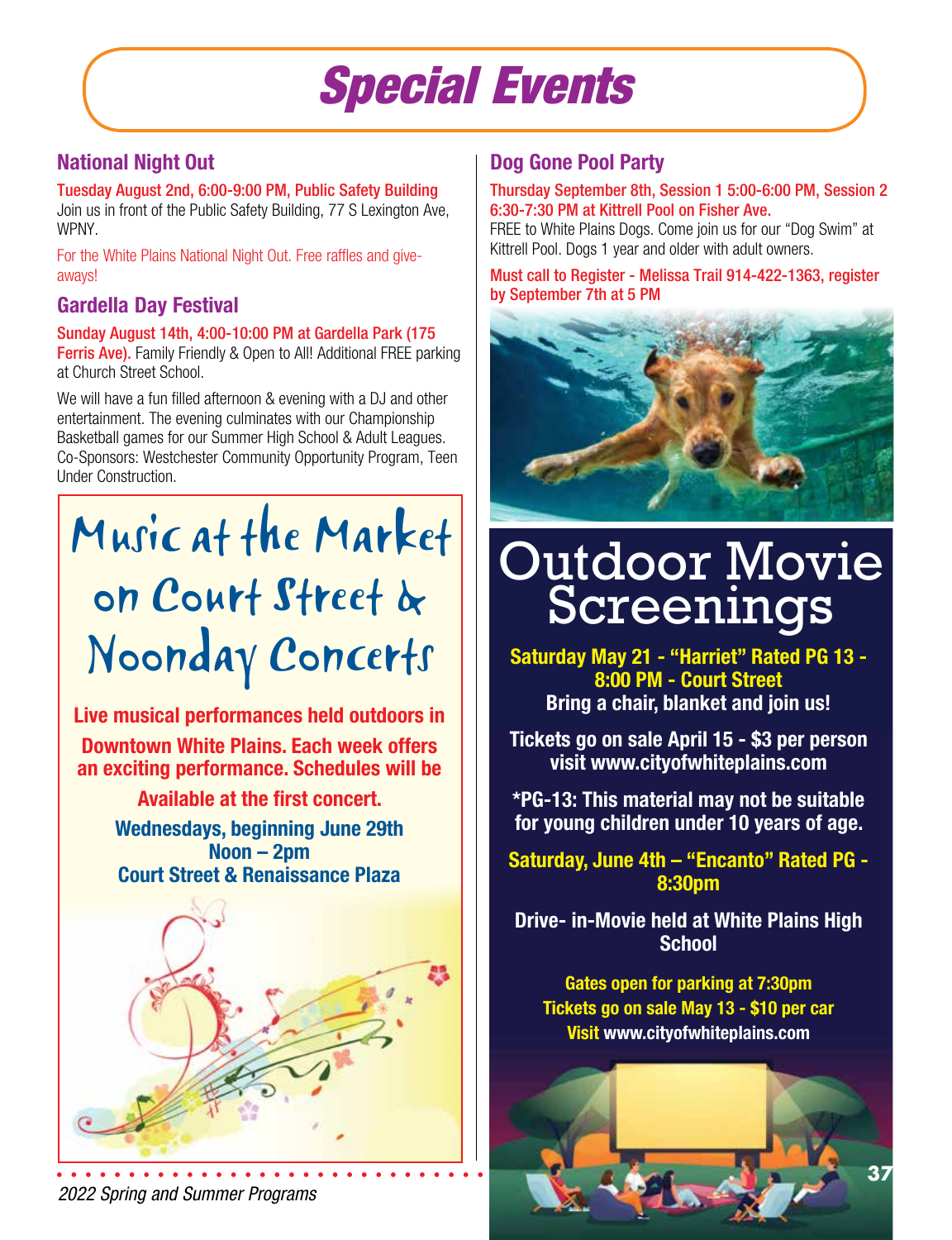# Special Events

## National Night Out

**Tuesday August 2nd, 6:00-9:00 PM, Public Safety Building**
Join us in front of the Public Safety Building, 77 S Lexington Ave, WPNY.

For the White Plains National Night Out. Free raffles and give-aways!

## Gardella Day Festival

**Sunday August 14th, 4:00-10:00 PM at Gardella Park (175 Ferris Ave).** Family Friendly & Open to All! Additional FREE parking at Church Street School.

We will have a fun filled afternoon & evening with a DJ and other entertainment. The evening culminates with our Championship Basketball games for our Summer High School & Adult Leagues. Co-Sponsors: Westchester Community Opportunity Program, Teen Under Construction.

## Music at the Market on Court Street & Noonday Concerts

**Live musical performances held outdoors in Downtown White Plains. Each week offers an exciting performance. Schedules will be Available at the first concert.**

**Wednesdays, beginning June 29th**
**Noon – 2pm**
**Court Street & Renaissance Plaza**

## Dog Gone Pool Party

**Thursday September 8th, Session 1 5:00-6:00 PM, Session 2 6:30-7:30 PM at Kittrell Pool on Fisher Ave.**
FREE to White Plains Dogs. Come join us for our "Dog Swim" at Kittrell Pool. Dogs 1 year and older with adult owners.

**Must call to Register - Melissa Trail 914-422-1363, register by September 7th at 5 PM**

## Outdoor Movie Screenings

**Saturday May 21 - "Harriet" Rated PG 13 - 8:00 PM - Court Street**
**Bring a chair, blanket and join us!**

**Tickets go on sale April 15 - $3 per person visit www.cityofwhiteplains.com**

**\*PG-13: This material may not be suitable for young children under 10 years of age.**

**Saturday, June 4th – "Encanto" Rated PG - 8:30pm**

**Drive- in-Movie held at White Plains High School**

**Gates open for parking at 7:30pm**
**Tickets go on sale May 13 - $10 per car**
**Visit www.cityofwhiteplains.com**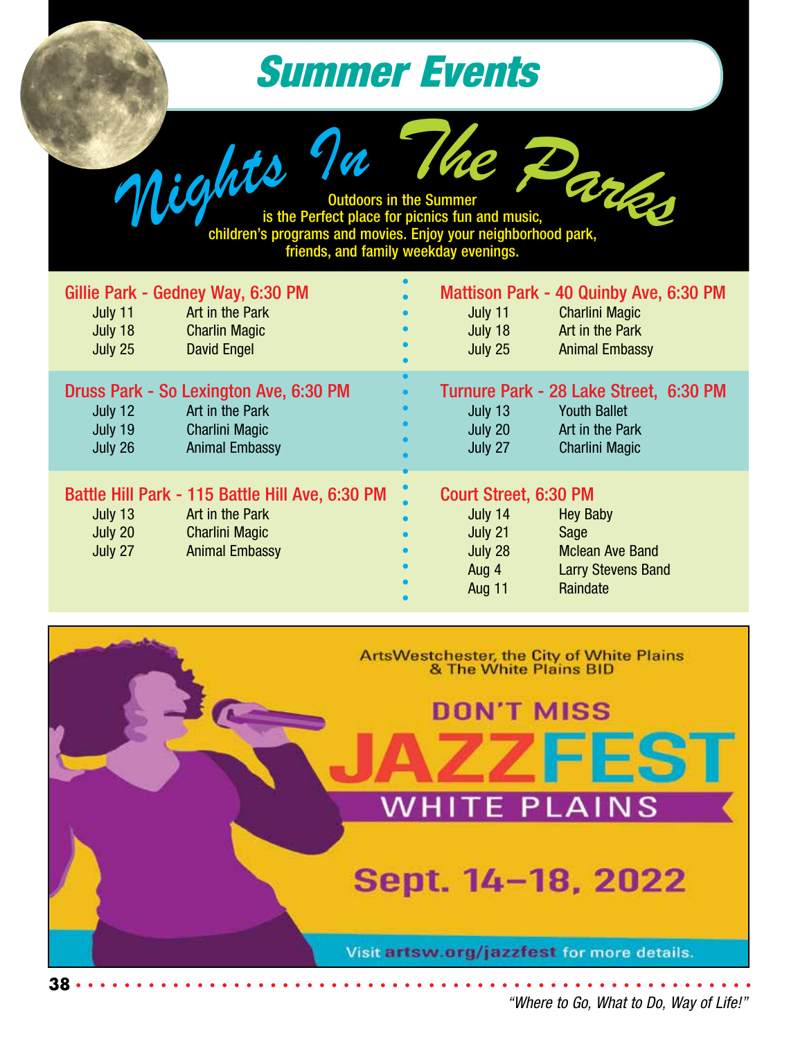# Summer Events

## Nights In The Parks

Outdoors in the Summer is the Perfect place for picnics fun and music, children's programs and movies. Enjoy your neighborhood park, friends, and family weekday evenings.

### Gillie Park - Gedney Way, 6:30 PM

| Date | Event |
| --- | --- |
| July 11 | Art in the Park |
| July 18 | Charlin Magic |
| July 25 | David Engel |

### Druss Park - So Lexington Ave, 6:30 PM

| Date | Event |
| --- | --- |
| July 12 | Art in the Park |
| July 19 | Charlini Magic |
| July 26 | Animal Embassy |

### Battle Hill Park - 115 Battle Hill Ave, 6:30 PM

| Date | Event |
| --- | --- |
| July 13 | Art in the Park |
| July 20 | Charlini Magic |
| July 27 | Animal Embassy |

### Mattison Park - 40 Quinby Ave, 6:30 PM

| Date | Event |
| --- | --- |
| July 11 | Charlini Magic |
| July 18 | Art in the Park |
| July 25 | Animal Embassy |

### Turnure Park - 28 Lake Street, 6:30 PM

| Date | Event |
| --- | --- |
| July 13 | Youth Ballet |
| July 20 | Art in the Park |
| July 27 | Charlini Magic |

### Court Street, 6:30 PM

| Date | Event |
| --- | --- |
| July 14 | Hey Baby |
| July 21 | Sage |
| July 28 | Mclean Ave Band |
| Aug 4 | Larry Stevens Band |
| Aug 11 | Raindate |

ArtsWestchester, the City of White Plains & The White Plains BID

DON'T MISS

# JAZZFEST WHITE PLAINS

## Sept. 14–18, 2022

Visit artsw.org/jazzfest for more details.

*"Where to Go, What to Do, Way of Life!"*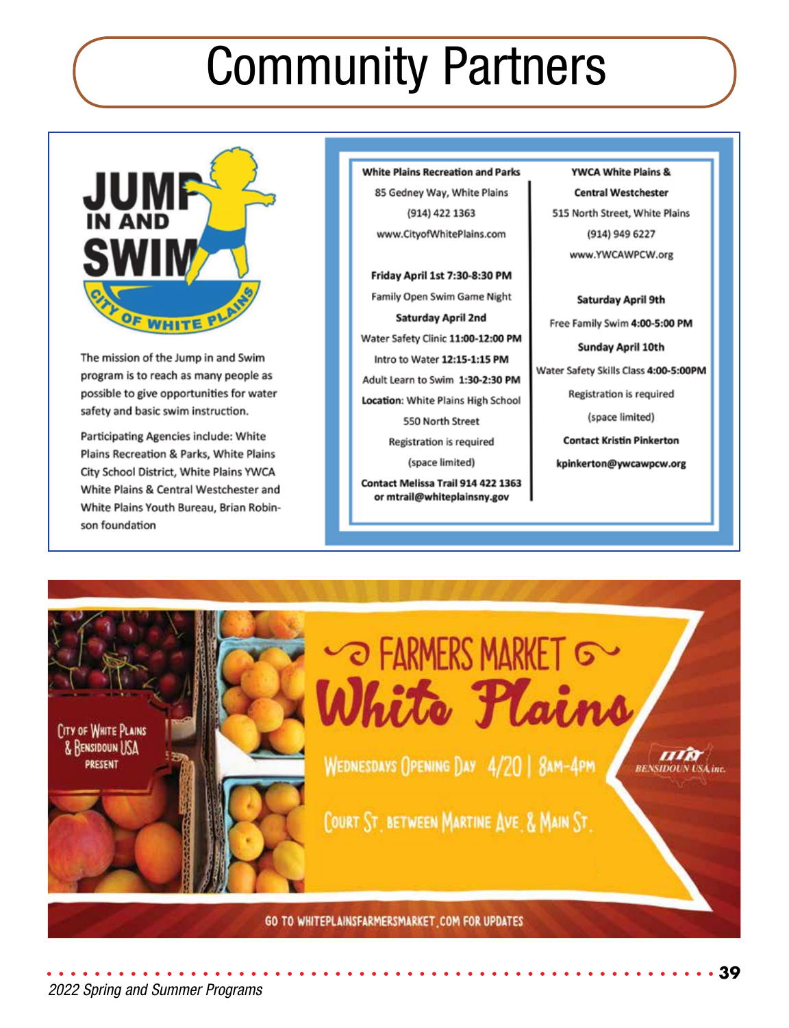# Community Partners

JUMP IN AND SWIM

CITY OF WHITE PLAINS

The mission of the Jump in and Swim program is to reach as many people as possible to give opportunities for water safety and basic swim instruction.

Participating Agencies include: White Plains Recreation & Parks, White Plains City School District, White Plains YWCA White Plains & Central Westchester and White Plains Youth Bureau, Brian Robinson foundation

**White Plains Recreation and Parks**
85 Gedney Way, White Plains
(914) 422 1363
www.CityofWhitePlains.com

**Friday April 1st 7:30-8:30 PM**
Family Open Swim Game Night

**Saturday April 2nd**
Water Safety Clinic **11:00-12:00 PM**
Intro to Water **12:15-1:15 PM**
Adult Learn to Swim **1:30-2:30 PM**

**Location:** White Plains High School
550 North Street

Registration is required
(space limited)

**Contact Melissa Trail 914 422 1363 or mtrail@whiteplainsny.gov**

**YWCA White Plains & Central Westchester**
515 North Street, White Plains
(914) 949 6227
www.YWCAWPCW.org

**Saturday April 9th**
Free Family Swim **4:00-5:00 PM**

**Sunday April 10th**
Water Safety Skills Class **4:00-5:00PM**

Registration is required
(space limited)

**Contact Kristin Pinkerton**
**kpinkerton@ywcawpcw.org**

City of White Plains & Bensidoun USA PRESENT

## FARMERS MARKET White Plains

Wednesdays Opening Day 4/20 | 8am-4pm

Court St. between Martine Ave. & Main St.

BENSIDOUN USA, inc.

GO TO WHITEPLAINSFARMERSMARKET.COM FOR UPDATES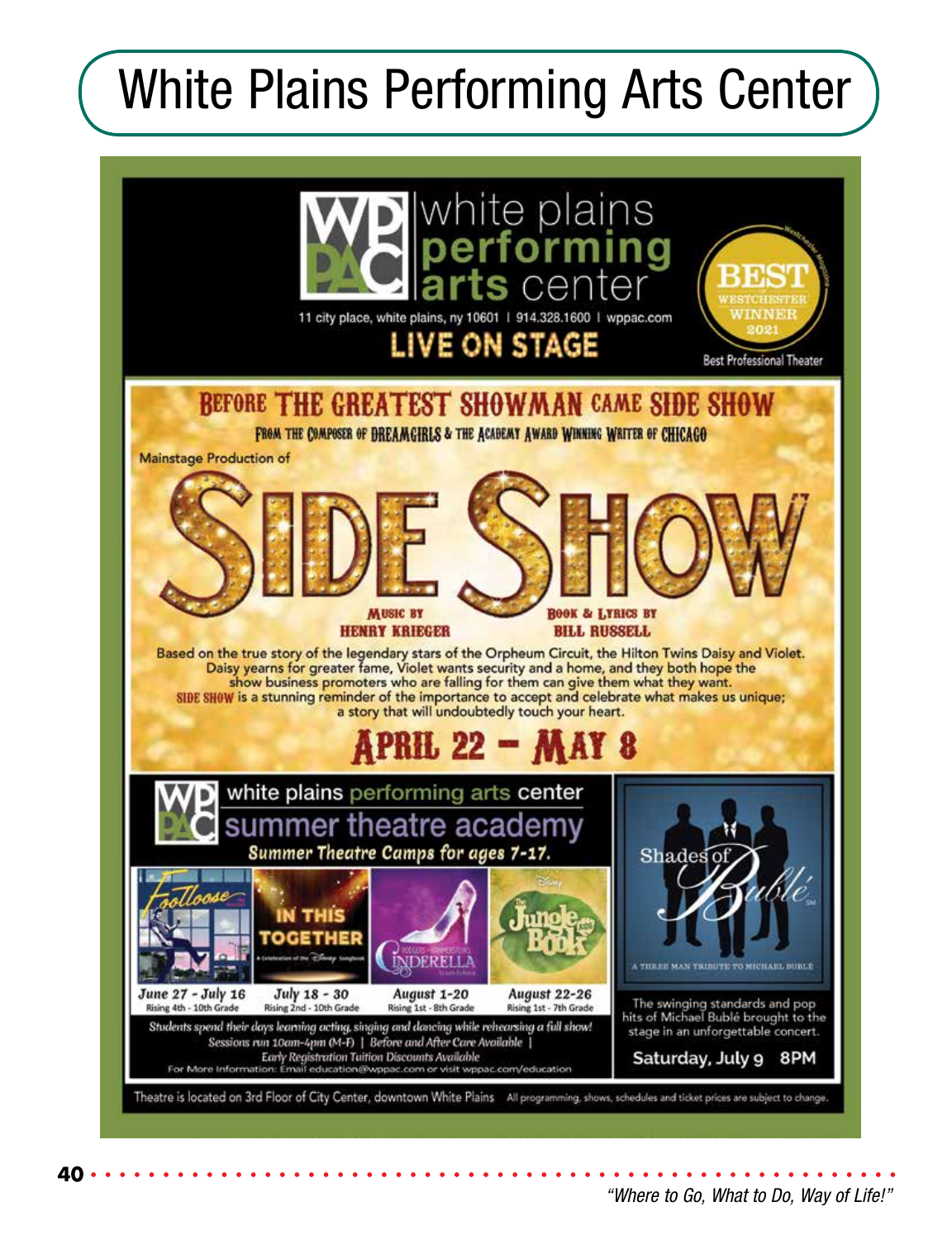# White Plains Performing Arts Center

white plains performing arts center

11 city place, white plains, ny 10601 | 914.328.1600 | wppac.com

LIVE ON STAGE

BEST WESTCHESTER WINNER 2021

Best Professional Theater

BEFORE THE GREATEST SHOWMAN CAME SIDE SHOW

FROM THE COMPOSER OF DREAMGIRLS & THE ACADEMY AWARD WINNING WRITER OF CHICAGO

Mainstage Production of

## SIDE SHOW

MUSIC BY HENRY KRIEGER

BOOK & LYRICS BY BILL RUSSELL

Based on the true story of the legendary stars of the Orpheum Circuit, the Hilton Twins Daisy and Violet. Daisy yearns for greater fame, Violet wants security and a home, and they both hope the show business promoters who are falling for them can give them what they want. SIDE SHOW is a stunning reminder of the importance to accept and celebrate what makes us unique; a story that will undoubtedly touch your heart.

APRIL 22 – MAY 8

white plains performing arts center

## summer theatre academy

*Summer Theatre Camps for ages 7-17.*

| Footloose | In This Together | Cinderella | The Jungle Book |
|---|---|---|---|
| June 27 - July 16 | July 18 - 30 | August 1-20 | August 22-26 |
| Rising 4th - 10th Grade | Rising 2nd - 10th Grade | Rising 1st - 8th Grade | Rising 1st - 7th Grade |

*Students spend their days learning acting, singing and dancing while rehearsing a full show!*
*Sessions run 10am-4pm (M-F) | Before and After Care Available |*
*Early Registration Tuition Discounts Available*

For More Information: Email education@wppac.com or visit wppac.com/education

## Shades of Bublé

A THREE MAN TRIBUTE TO MICHAEL BUBLÉ

The swinging standards and pop hits of Michael Bublé brought to the stage in an unforgettable concert.

Saturday, July 9 8PM

Theatre is located on 3rd Floor of City Center, downtown White Plains. All programming, shows, schedules and ticket prices are subject to change.

*"Where to Go, What to Do, Way of Life!"*